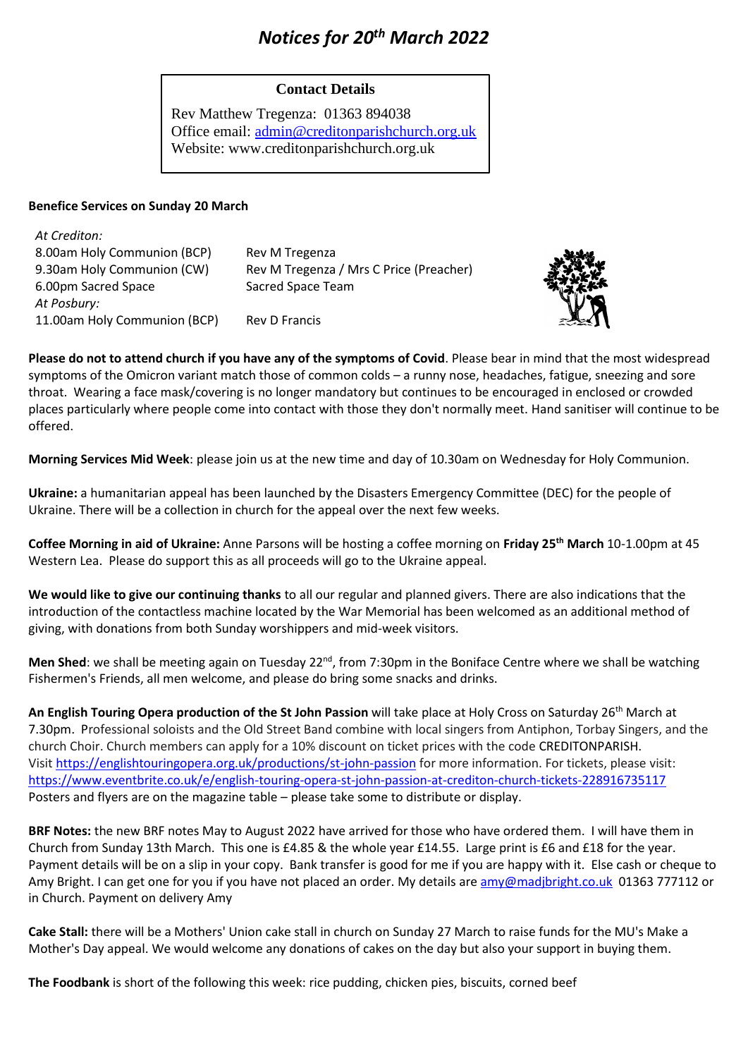# *Notices for 20th March 2022*

**Contact Details**

Rev Matthew Tregenza: 01363 894038
Office email: admin@creditonparishchurch.org.uk
Website: www.creditonparishchurch.org.uk

**Benefice Services on Sunday 20 March**

*At Crediton:*

| | |
|---|---|
| 8.00am Holy Communion (BCP) | Rev M Tregenza |
| 9.30am Holy Communion (CW) | Rev M Tregenza / Mrs C Price (Preacher) |
| 6.00pm Sacred Space | Sacred Space Team |

*At Posbury:*

| | |
|---|---|
| 11.00am Holy Communion (BCP) | Rev D Francis |

**Please do not to attend church if you have any of the symptoms of Covid**. Please bear in mind that the most widespread symptoms of the Omicron variant match those of common colds – a runny nose, headaches, fatigue, sneezing and sore throat. Wearing a face mask/covering is no longer mandatory but continues to be encouraged in enclosed or crowded places particularly where people come into contact with those they don't normally meet. Hand sanitiser will continue to be offered.

**Morning Services Mid Week**: please join us at the new time and day of 10.30am on Wednesday for Holy Communion.

**Ukraine:** a humanitarian appeal has been launched by the Disasters Emergency Committee (DEC) for the people of Ukraine. There will be a collection in church for the appeal over the next few weeks.

**Coffee Morning in aid of Ukraine:** Anne Parsons will be hosting a coffee morning on **Friday 25th March** 10-1.00pm at 45 Western Lea. Please do support this as all proceeds will go to the Ukraine appeal.

**We would like to give our continuing thanks** to all our regular and planned givers. There are also indications that the introduction of the contactless machine located by the War Memorial has been welcomed as an additional method of giving, with donations from both Sunday worshippers and mid-week visitors.

**Men Shed**: we shall be meeting again on Tuesday 22nd, from 7:30pm in the Boniface Centre where we shall be watching Fishermen's Friends, all men welcome, and please do bring some snacks and drinks.

**An English Touring Opera production of the St John Passion** will take place at Holy Cross on Saturday 26th March at 7.30pm. Professional soloists and the Old Street Band combine with local singers from Antiphon, Torbay Singers, and the church Choir. Church members can apply for a 10% discount on ticket prices with the code CREDITONPARISH. Visit https://englishtouringopera.org.uk/productions/st-john-passion for more information. For tickets, please visit: https://www.eventbrite.co.uk/e/english-touring-opera-st-john-passion-at-crediton-church-tickets-228916735117 Posters and flyers are on the magazine table – please take some to distribute or display.

**BRF Notes:** the new BRF notes May to August 2022 have arrived for those who have ordered them. I will have them in Church from Sunday 13th March. This one is £4.85 & the whole year £14.55. Large print is £6 and £18 for the year. Payment details will be on a slip in your copy. Bank transfer is good for me if you are happy with it. Else cash or cheque to Amy Bright. I can get one for you if you have not placed an order. My details are amy@madjbright.co.uk 01363 777112 or in Church. Payment on delivery Amy

**Cake Stall:** there will be a Mothers' Union cake stall in church on Sunday 27 March to raise funds for the MU's Make a Mother's Day appeal. We would welcome any donations of cakes on the day but also your support in buying them.

**The Foodbank** is short of the following this week: rice pudding, chicken pies, biscuits, corned beef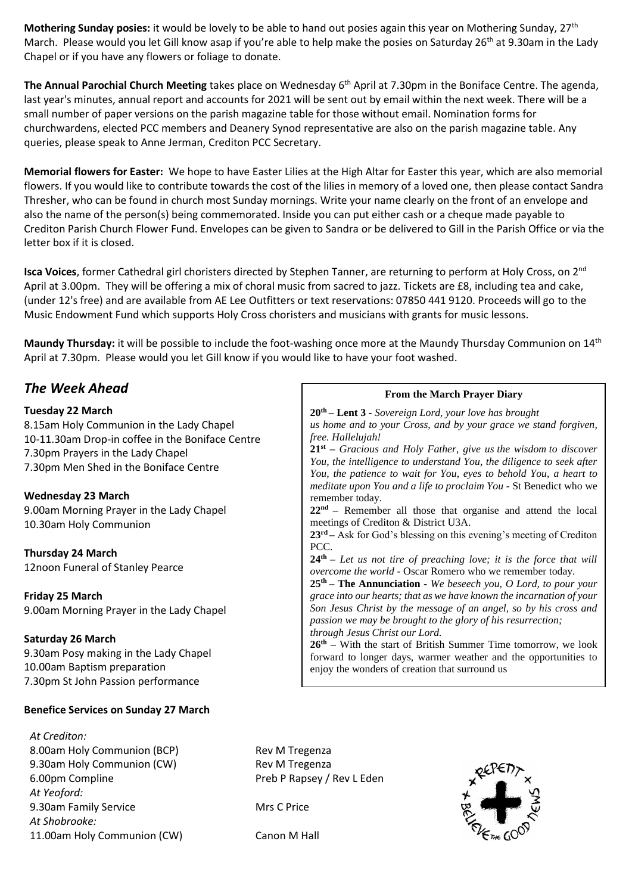**Mothering Sunday posies:** it would be lovely to be able to hand out posies again this year on Mothering Sunday, 27th March. Please would you let Gill know asap if you're able to help make the posies on Saturday 26th at 9.30am in the Lady Chapel or if you have any flowers or foliage to donate.

**The Annual Parochial Church Meeting** takes place on Wednesday 6th April at 7.30pm in the Boniface Centre. The agenda, last year's minutes, annual report and accounts for 2021 will be sent out by email within the next week. There will be a small number of paper versions on the parish magazine table for those without email. Nomination forms for churchwardens, elected PCC members and Deanery Synod representative are also on the parish magazine table. Any queries, please speak to Anne Jerman, Crediton PCC Secretary.

**Memorial flowers for Easter:** We hope to have Easter Lilies at the High Altar for Easter this year, which are also memorial flowers. If you would like to contribute towards the cost of the lilies in memory of a loved one, then please contact Sandra Thresher, who can be found in church most Sunday mornings. Write your name clearly on the front of an envelope and also the name of the person(s) being commemorated. Inside you can put either cash or a cheque made payable to Crediton Parish Church Flower Fund. Envelopes can be given to Sandra or be delivered to Gill in the Parish Office or via the letter box if it is closed.

**Isca Voices**, former Cathedral girl choristers directed by Stephen Tanner, are returning to perform at Holy Cross, on 2nd April at 3.00pm. They will be offering a mix of choral music from sacred to jazz. Tickets are £8, including tea and cake, (under 12's free) and are available from AE Lee Outfitters or text reservations: 07850 441 9120. Proceeds will go to the Music Endowment Fund which supports Holy Cross choristers and musicians with grants for music lessons.

**Maundy Thursday:** it will be possible to include the foot-washing once more at the Maundy Thursday Communion on 14th April at 7.30pm. Please would you let Gill know if you would like to have your foot washed.

## *The Week Ahead*

**Tuesday 22 March**
8.15am Holy Communion in the Lady Chapel
10-11.30am Drop-in coffee in the Boniface Centre
7.30pm Prayers in the Lady Chapel
7.30pm Men Shed in the Boniface Centre

**Wednesday 23 March**
9.00am Morning Prayer in the Lady Chapel
10.30am Holy Communion

**Thursday 24 March**
12noon Funeral of Stanley Pearce

**Friday 25 March**
9.00am Morning Prayer in the Lady Chapel

**Saturday 26 March**
9.30am Posy making in the Lady Chapel
10.00am Baptism preparation
7.30pm St John Passion performance

**Benefice Services on Sunday 27 March**

| | |
|---|---|
| *At Crediton:* | |
| 8.00am Holy Communion (BCP) | Rev M Tregenza |
| 9.30am Holy Communion (CW) | Rev M Tregenza |
| 6.00pm Compline | Preb P Rapsey / Rev L Eden |
| *At Yeoford:* | |
| 9.30am Family Service | Mrs C Price |
| *At Shobrooke:* | |
| 11.00am Holy Communion (CW) | Canon M Hall |

**From the March Prayer Diary**

**20th – Lent 3 -** *Sovereign Lord, your love has brought us home and to your Cross, and by your grace we stand forgiven, free. Hallelujah!*

**21st –** *Gracious and Holy Father, give us the wisdom to discover You, the intelligence to understand You, the diligence to seek after You, the patience to wait for You, eyes to behold You, a heart to meditate upon You and a life to proclaim You* - St Benedict who we remember today.

**22nd –** Remember all those that organise and attend the local meetings of Crediton & District U3A.

**23rd –** Ask for God's blessing on this evening's meeting of Crediton PCC.

**24th –** *Let us not tire of preaching love; it is the force that will overcome the world* - Oscar Romero who we remember today.

**25th – The Annunciation -** *We beseech you, O Lord, to pour your grace into our hearts; that as we have known the incarnation of your Son Jesus Christ by the message of an angel, so by his cross and passion we may be brought to the glory of his resurrection; through Jesus Christ our Lord.*

**26th –** With the start of British Summer Time tomorrow, we look forward to longer days, warmer weather and the opportunities to enjoy the wonders of creation that surround us

REPENT + BELIEVE THE GOOD NEWS